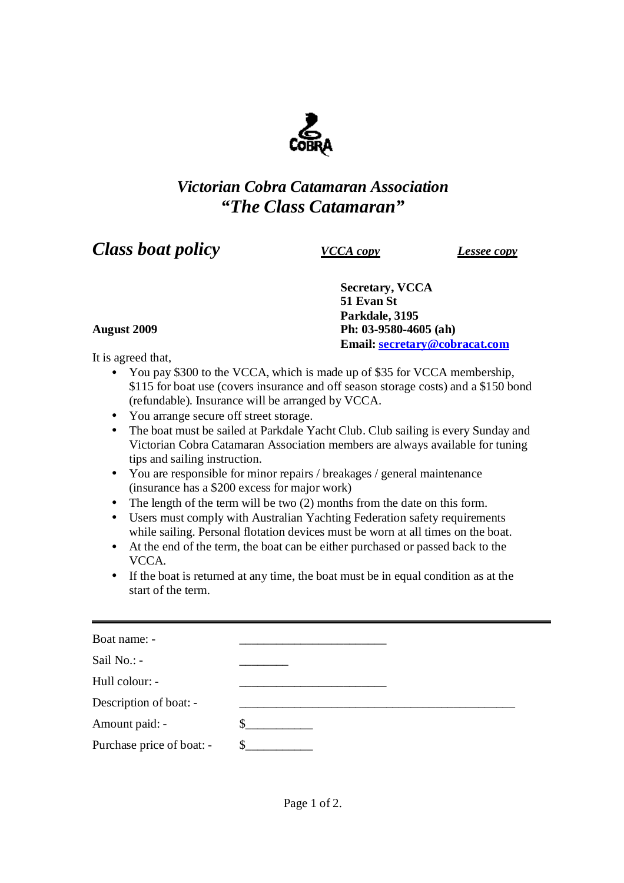COBRA

# *Victorian Cobra Catamaran Association*
# *"The Class Catamaran"*

## *Class boat policy*

***VCCA copy*** ***Lessee copy***

**Secretary, VCCA**
**51 Evan St**
**Parkdale, 3195**
**Ph: 03-9580-4605 (ah)**
**Email: secretary@cobracat.com**

**August 2009**

It is agreed that,

- You pay $300 to the VCCA, which is made up of $35 for VCCA membership, $115 for boat use (covers insurance and off season storage costs) and a $150 bond (refundable). Insurance will be arranged by VCCA.
- You arrange secure off street storage.
- The boat must be sailed at Parkdale Yacht Club. Club sailing is every Sunday and Victorian Cobra Catamaran Association members are always available for tuning tips and sailing instruction.
- You are responsible for minor repairs / breakages / general maintenance (insurance has a $200 excess for major work)
- The length of the term will be two (2) months from the date on this form.
- Users must comply with Australian Yachting Federation safety requirements while sailing. Personal flotation devices must be worn at all times on the boat.
- At the end of the term, the boat can be either purchased or passed back to the VCCA.
- If the boat is returned at any time, the boat must be in equal condition as at the start of the term.

---

Boat name: - ________________________

Sail No.: - ________

Hull colour: - ________________________

Description of boat: - _____________________________________________

Amount paid: - $___________

Purchase price of boat: - $___________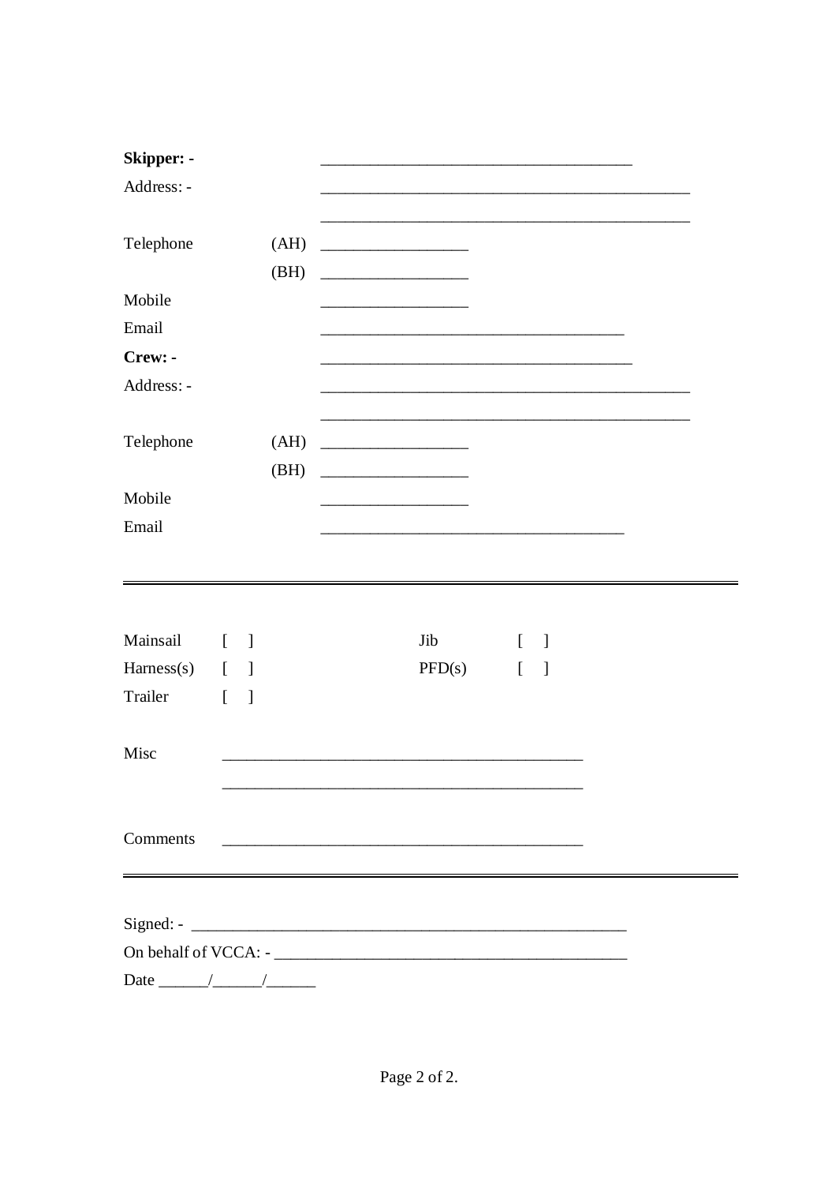**Skipper: -** ______________________________________

Address: - ______________________________________

______________________________________

Telephone (AH) __________________

(BH) __________________

Mobile __________________

Email ______________________________________

**Crew: -** ______________________________________

Address: - ______________________________________

______________________________________

Telephone (AH) __________________

(BH) __________________

Mobile __________________

Email ______________________________________

---

| | | | |
|---|---|---|---|
| Mainsail | [ ] | Jib | [ ] |
| Harness(s) | [ ] | PFD(s) | [ ] |
| Trailer | [ ] | | |

Misc ____________________________________________

____________________________________________

Comments ____________________________________________

---

Signed: - ______________________________________________________

On behalf of VCCA: - ___________________________________________

Date ______/______/______